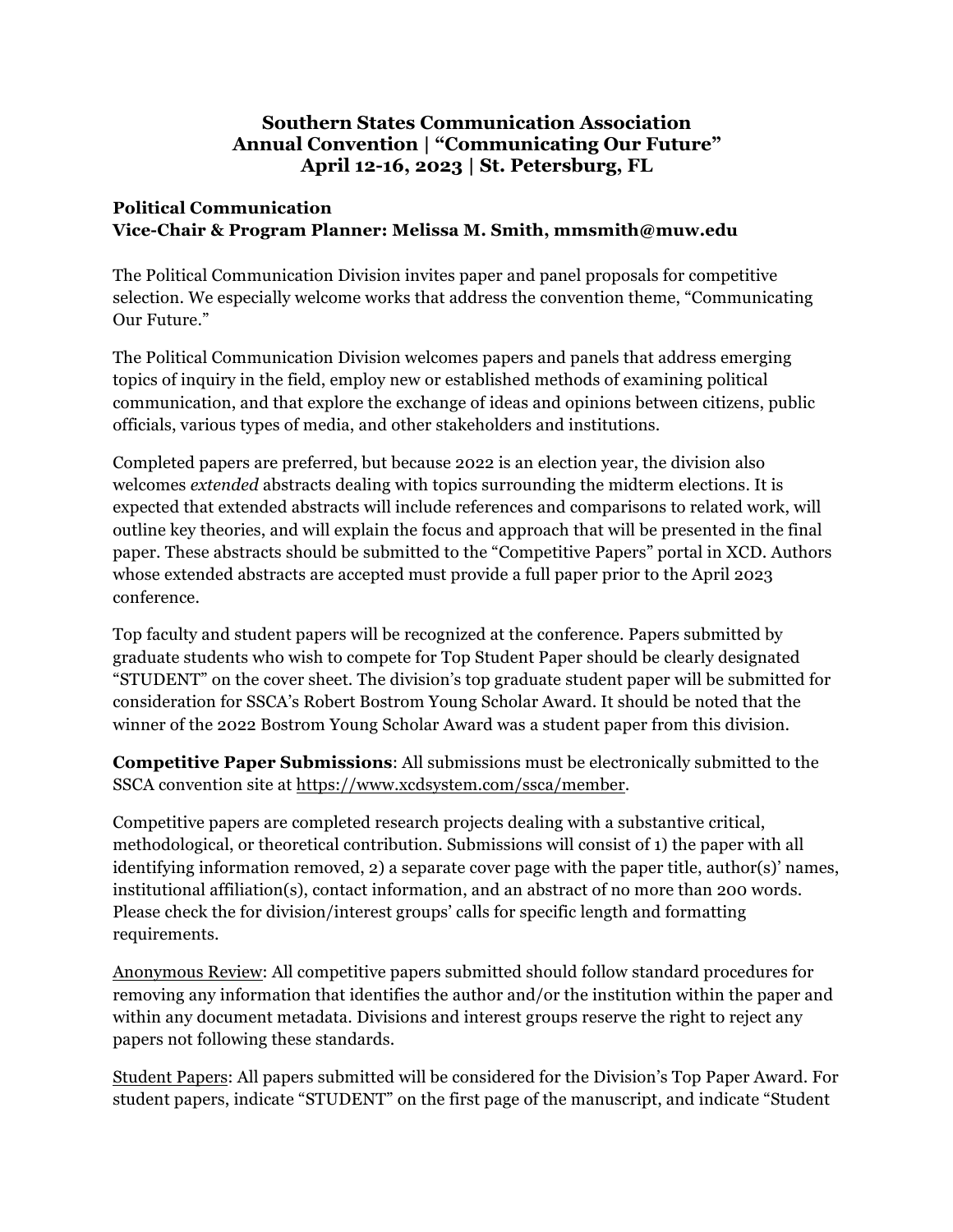# Southern States Communication Association
# Annual Convention | “Communicating Our Future”
# April 12-16, 2023 | St. Petersburg, FL

## Political Communication
## Vice-Chair & Program Planner: Melissa M. Smith, mmsmith@muw.edu

The Political Communication Division invites paper and panel proposals for competitive selection. We especially welcome works that address the convention theme, “Communicating Our Future.”

The Political Communication Division welcomes papers and panels that address emerging topics of inquiry in the field, employ new or established methods of examining political communication, and that explore the exchange of ideas and opinions between citizens, public officials, various types of media, and other stakeholders and institutions.

Completed papers are preferred, but because 2022 is an election year, the division also welcomes *extended* abstracts dealing with topics surrounding the midterm elections. It is expected that extended abstracts will include references and comparisons to related work, will outline key theories, and will explain the focus and approach that will be presented in the final paper. These abstracts should be submitted to the “Competitive Papers” portal in XCD. Authors whose extended abstracts are accepted must provide a full paper prior to the April 2023 conference.

Top faculty and student papers will be recognized at the conference. Papers submitted by graduate students who wish to compete for Top Student Paper should be clearly designated “STUDENT” on the cover sheet. The division’s top graduate student paper will be submitted for consideration for SSCA’s Robert Bostrom Young Scholar Award. It should be noted that the winner of the 2022 Bostrom Young Scholar Award was a student paper from this division.

**Competitive Paper Submissions**: All submissions must be electronically submitted to the SSCA convention site at https://www.xcdsystem.com/ssca/member.

Competitive papers are completed research projects dealing with a substantive critical, methodological, or theoretical contribution. Submissions will consist of 1) the paper with all identifying information removed, 2) a separate cover page with the paper title, author(s)’ names, institutional affiliation(s), contact information, and an abstract of no more than 200 words. Please check the for division/interest groups’ calls for specific length and formatting requirements.

Anonymous Review: All competitive papers submitted should follow standard procedures for removing any information that identifies the author and/or the institution within the paper and within any document metadata. Divisions and interest groups reserve the right to reject any papers not following these standards.

Student Papers: All papers submitted will be considered for the Division’s Top Paper Award. For student papers, indicate “STUDENT” on the first page of the manuscript, and indicate “Student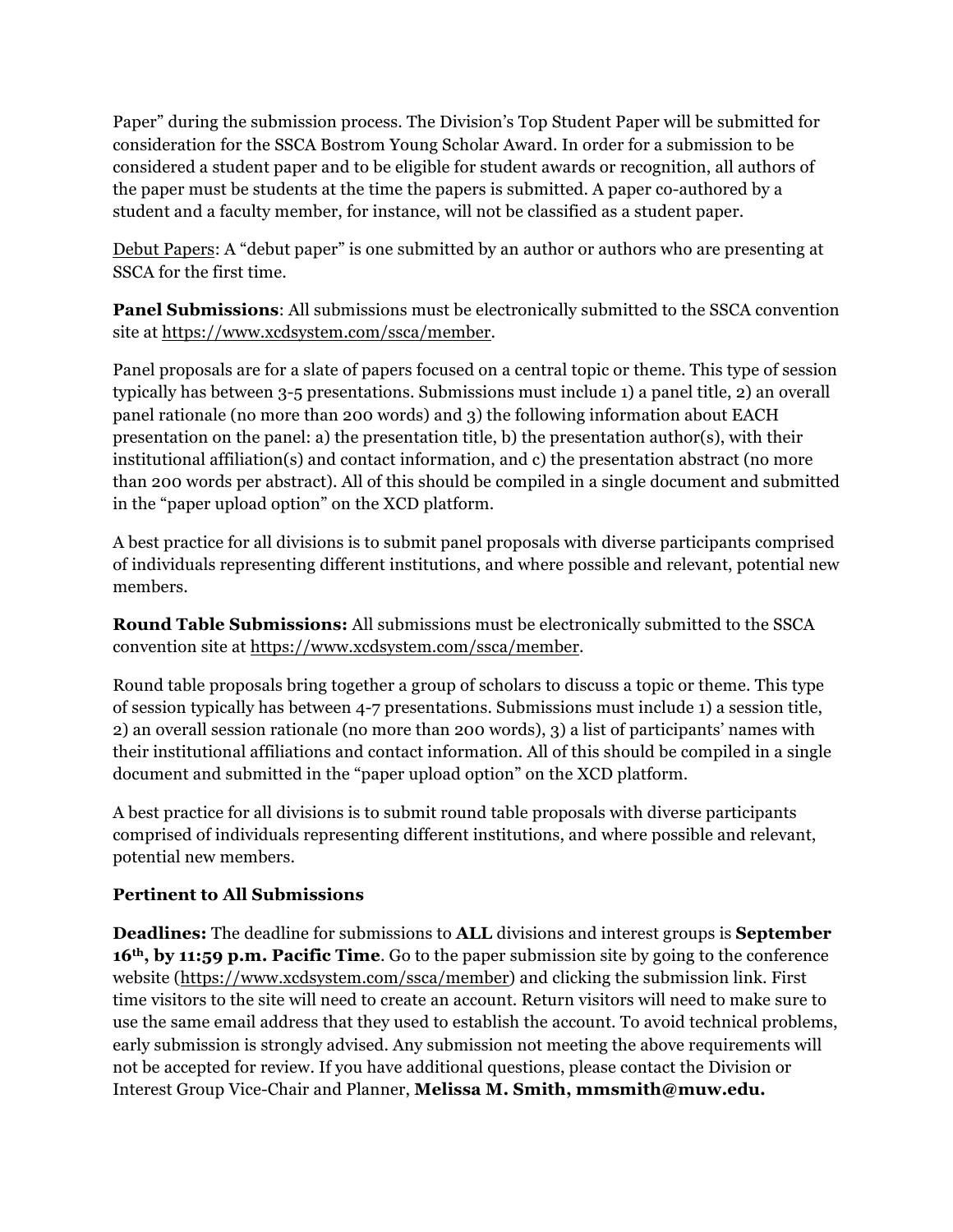Paper" during the submission process. The Division's Top Student Paper will be submitted for consideration for the SSCA Bostrom Young Scholar Award. In order for a submission to be considered a student paper and to be eligible for student awards or recognition, all authors of the paper must be students at the time the papers is submitted. A paper co-authored by a student and a faculty member, for instance, will not be classified as a student paper.

Debut Papers: A "debut paper" is one submitted by an author or authors who are presenting at SSCA for the first time.

**Panel Submissions**: All submissions must be electronically submitted to the SSCA convention site at https://www.xcdsystem.com/ssca/member.

Panel proposals are for a slate of papers focused on a central topic or theme. This type of session typically has between 3-5 presentations. Submissions must include 1) a panel title, 2) an overall panel rationale (no more than 200 words) and 3) the following information about EACH presentation on the panel: a) the presentation title, b) the presentation author(s), with their institutional affiliation(s) and contact information, and c) the presentation abstract (no more than 200 words per abstract). All of this should be compiled in a single document and submitted in the "paper upload option" on the XCD platform.

A best practice for all divisions is to submit panel proposals with diverse participants comprised of individuals representing different institutions, and where possible and relevant, potential new members.

**Round Table Submissions:** All submissions must be electronically submitted to the SSCA convention site at https://www.xcdsystem.com/ssca/member.

Round table proposals bring together a group of scholars to discuss a topic or theme. This type of session typically has between 4-7 presentations. Submissions must include 1) a session title, 2) an overall session rationale (no more than 200 words), 3) a list of participants' names with their institutional affiliations and contact information. All of this should be compiled in a single document and submitted in the "paper upload option" on the XCD platform.

A best practice for all divisions is to submit round table proposals with diverse participants comprised of individuals representing different institutions, and where possible and relevant, potential new members.

**Pertinent to All Submissions**

**Deadlines:** The deadline for submissions to **ALL** divisions and interest groups is **September 16th, by 11:59 p.m. Pacific Time**. Go to the paper submission site by going to the conference website (https://www.xcdsystem.com/ssca/member) and clicking the submission link. First time visitors to the site will need to create an account. Return visitors will need to make sure to use the same email address that they used to establish the account. To avoid technical problems, early submission is strongly advised. Any submission not meeting the above requirements will not be accepted for review. If you have additional questions, please contact the Division or Interest Group Vice-Chair and Planner, **Melissa M. Smith, mmsmith@muw.edu.**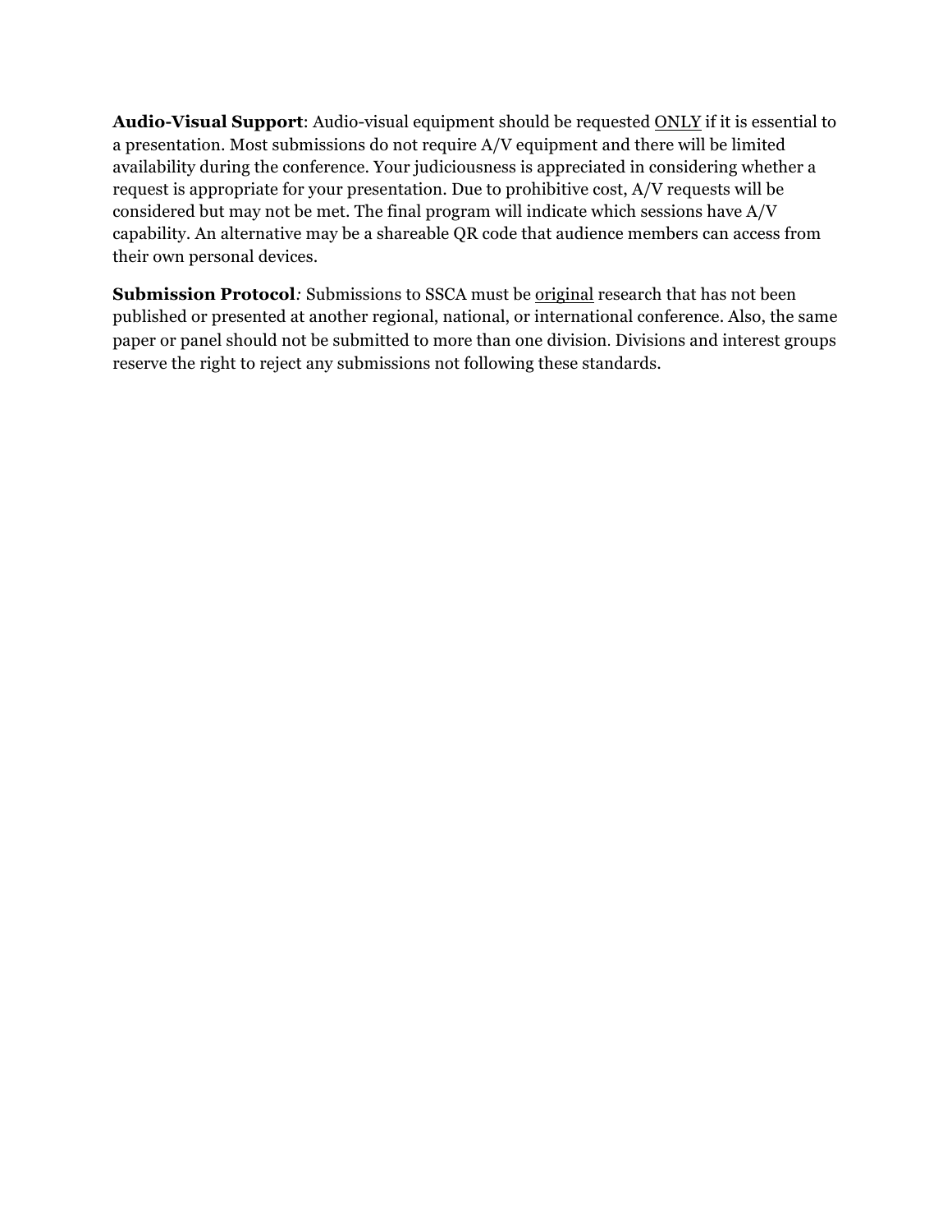**Audio-Visual Support**: Audio-visual equipment should be requested <u>ONLY</u> if it is essential to a presentation. Most submissions do not require A/V equipment and there will be limited availability during the conference. Your judiciousness is appreciated in considering whether a request is appropriate for your presentation. Due to prohibitive cost, A/V requests will be considered but may not be met. The final program will indicate which sessions have A/V capability. An alternative may be a shareable QR code that audience members can access from their own personal devices.

**Submission Protocol***:* Submissions to SSCA must be <u>original</u> research that has not been published or presented at another regional, national, or international conference. Also, the same paper or panel should not be submitted to more than one division. Divisions and interest groups reserve the right to reject any submissions not following these standards.